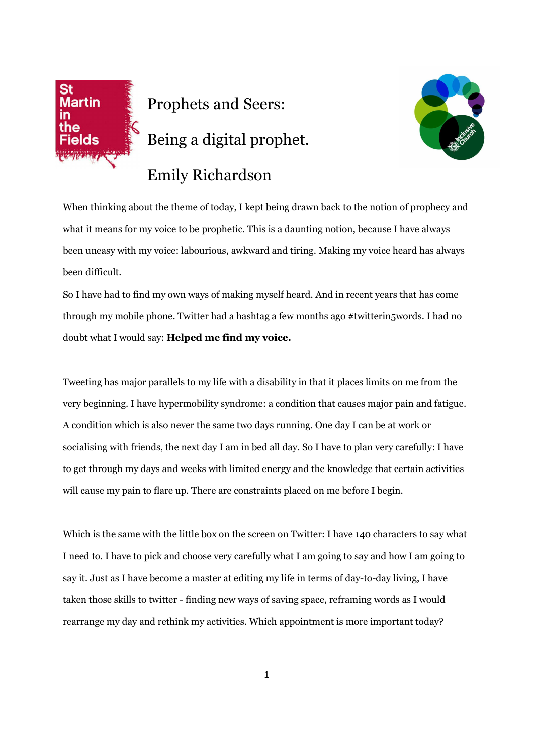# Prophets and Seers:

## Being a digital prophet.

### Emily Richardson

When thinking about the theme of today, I kept being drawn back to the notion of prophecy and what it means for my voice to be prophetic. This is a daunting notion, because I have always been uneasy with my voice: labourious, awkward and tiring. Making my voice heard has always been difficult.

So I have had to find my own ways of making myself heard. And in recent years that has come through my mobile phone. Twitter had a hashtag a few months ago #twitterin5words. I had no doubt what I would say: **Helped me find my voice.**

Tweeting has major parallels to my life with a disability in that it places limits on me from the very beginning. I have hypermobility syndrome: a condition that causes major pain and fatigue. A condition which is also never the same two days running. One day I can be at work or socialising with friends, the next day I am in bed all day. So I have to plan very carefully: I have to get through my days and weeks with limited energy and the knowledge that certain activities will cause my pain to flare up. There are constraints placed on me before I begin.

Which is the same with the little box on the screen on Twitter: I have 140 characters to say what I need to. I have to pick and choose very carefully what I am going to say and how I am going to say it. Just as I have become a master at editing my life in terms of day-to-day living, I have taken those skills to twitter - finding new ways of saving space, reframing words as I would rearrange my day and rethink my activities. Which appointment is more important today?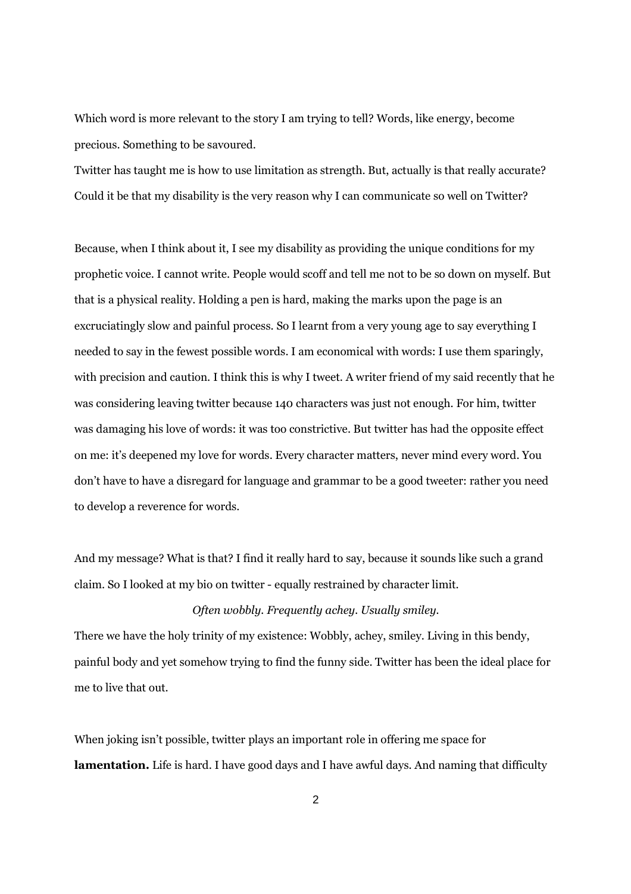Which word is more relevant to the story I am trying to tell? Words, like energy, become precious. Something to be savoured.

Twitter has taught me is how to use limitation as strength. But, actually is that really accurate? Could it be that my disability is the very reason why I can communicate so well on Twitter?

Because, when I think about it, I see my disability as providing the unique conditions for my prophetic voice. I cannot write. People would scoff and tell me not to be so down on myself. But that is a physical reality. Holding a pen is hard, making the marks upon the page is an excruciatingly slow and painful process. So I learnt from a very young age to say everything I needed to say in the fewest possible words. I am economical with words: I use them sparingly, with precision and caution. I think this is why I tweet. A writer friend of my said recently that he was considering leaving twitter because 140 characters was just not enough. For him, twitter was damaging his love of words: it was too constrictive. But twitter has had the opposite effect on me: it's deepened my love for words. Every character matters, never mind every word. You don't have to have a disregard for language and grammar to be a good tweeter: rather you need to develop a reverence for words.

And my message? What is that? I find it really hard to say, because it sounds like such a grand claim. So I looked at my bio on twitter - equally restrained by character limit.

*Often wobbly. Frequently achey. Usually smiley.*

There we have the holy trinity of my existence: Wobbly, achey, smiley. Living in this bendy, painful body and yet somehow trying to find the funny side. Twitter has been the ideal place for me to live that out.

When joking isn't possible, twitter plays an important role in offering me space for **lamentation.** Life is hard. I have good days and I have awful days. And naming that difficulty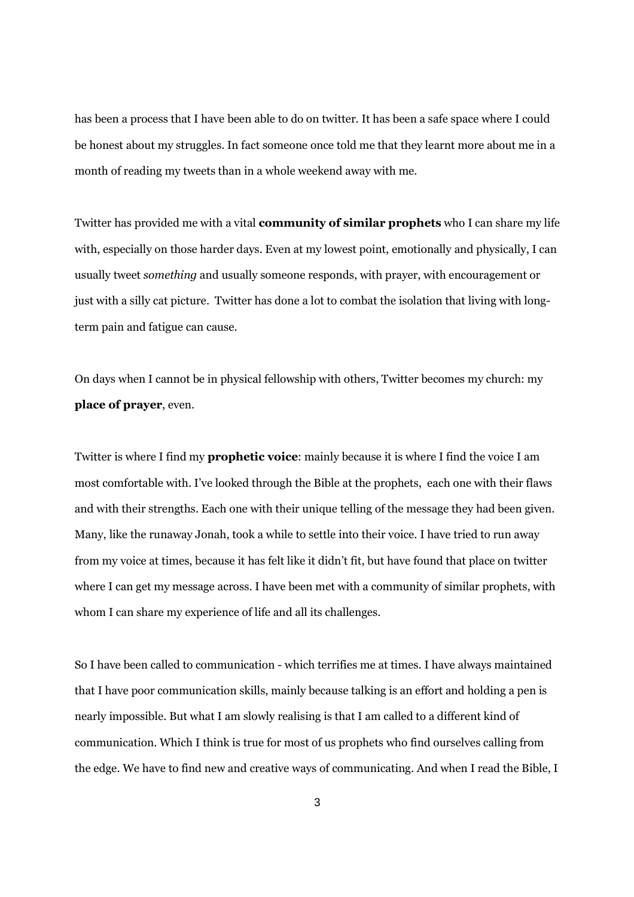has been a process that I have been able to do on twitter. It has been a safe space where I could be honest about my struggles. In fact someone once told me that they learnt more about me in a month of reading my tweets than in a whole weekend away with me.

Twitter has provided me with a vital **community of similar prophets** who I can share my life with, especially on those harder days. Even at my lowest point, emotionally and physically, I can usually tweet *something* and usually someone responds, with prayer, with encouragement or just with a silly cat picture.  Twitter has done a lot to combat the isolation that living with long-term pain and fatigue can cause.

On days when I cannot be in physical fellowship with others, Twitter becomes my church: my **place of prayer**, even.

Twitter is where I find my **prophetic voice**: mainly because it is where I find the voice I am most comfortable with. I've looked through the Bible at the prophets,  each one with their flaws and with their strengths. Each one with their unique telling of the message they had been given. Many, like the runaway Jonah, took a while to settle into their voice. I have tried to run away from my voice at times, because it has felt like it didn't fit, but have found that place on twitter where I can get my message across. I have been met with a community of similar prophets, with whom I can share my experience of life and all its challenges.

So I have been called to communication - which terrifies me at times. I have always maintained that I have poor communication skills, mainly because talking is an effort and holding a pen is nearly impossible. But what I am slowly realising is that I am called to a different kind of communication. Which I think is true for most of us prophets who find ourselves calling from the edge. We have to find new and creative ways of communicating. And when I read the Bible, I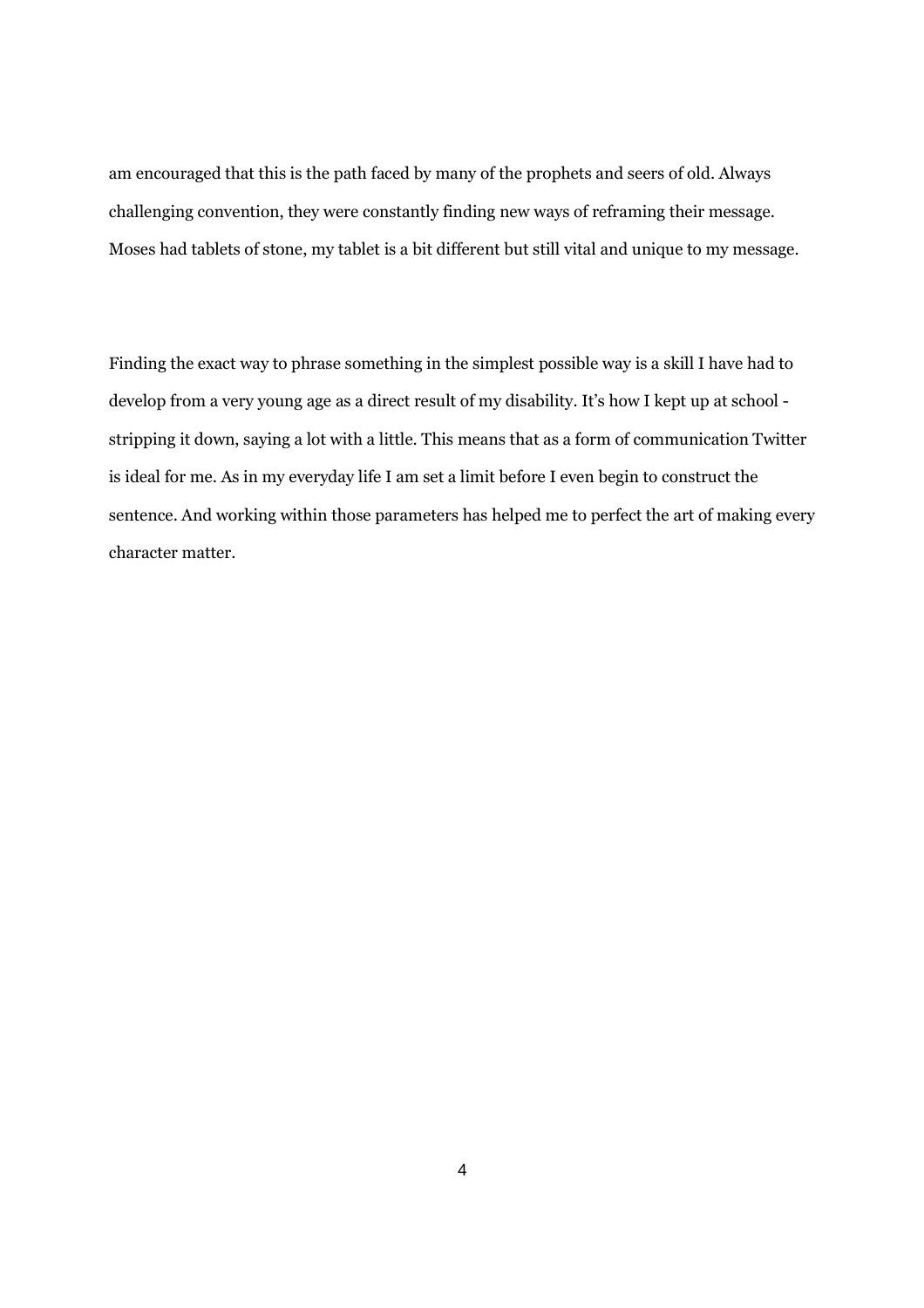am encouraged that this is the path faced by many of the prophets and seers of old. Always challenging convention, they were constantly finding new ways of reframing their message. Moses had tablets of stone, my tablet is a bit different but still vital and unique to my message.

Finding the exact way to phrase something in the simplest possible way is a skill I have had to develop from a very young age as a direct result of my disability. It's how I kept up at school - stripping it down, saying a lot with a little. This means that as a form of communication Twitter is ideal for me. As in my everyday life I am set a limit before I even begin to construct the sentence. And working within those parameters has helped me to perfect the art of making every character matter.